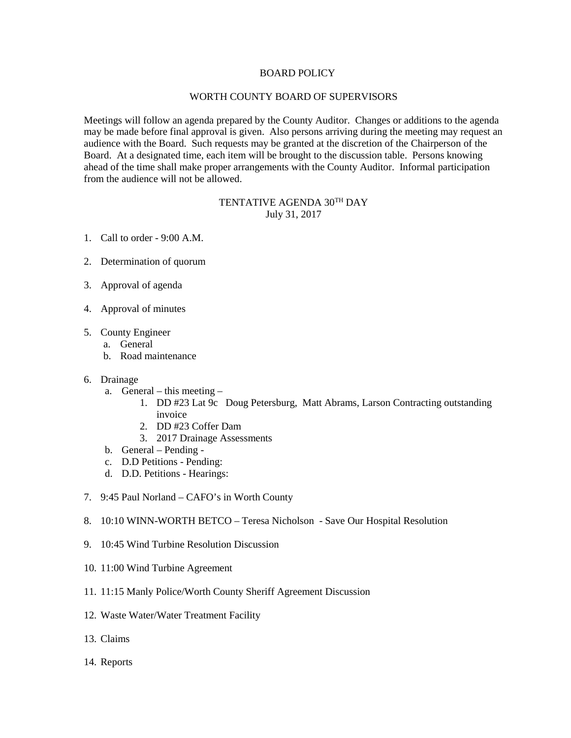# BOARD POLICY

## WORTH COUNTY BOARD OF SUPERVISORS

Meetings will follow an agenda prepared by the County Auditor. Changes or additions to the agenda may be made before final approval is given. Also persons arriving during the meeting may request an audience with the Board. Such requests may be granted at the discretion of the Chairperson of the Board. At a designated time, each item will be brought to the discussion table. Persons knowing ahead of the time shall make proper arrangements with the County Auditor. Informal participation from the audience will not be allowed.

## TENTATIVE AGENDA 30TH DAY
July 31, 2017

1. Call to order - 9:00 A.M.

2. Determination of quorum

3. Approval of agenda

4. Approval of minutes

5. County Engineer
   a. General
   b. Road maintenance

6. Drainage
   a. General – this meeting –
      1. DD #23 Lat 9c Doug Petersburg, Matt Abrams, Larson Contracting outstanding invoice
      2. DD #23 Coffer Dam
      3. 2017 Drainage Assessments
   b. General – Pending -
   c. D.D Petitions - Pending:
   d. D.D. Petitions - Hearings:

7. 9:45 Paul Norland – CAFO's in Worth County

8. 10:10 WINN-WORTH BETCO – Teresa Nicholson - Save Our Hospital Resolution

9. 10:45 Wind Turbine Resolution Discussion

10. 11:00 Wind Turbine Agreement

11. 11:15 Manly Police/Worth County Sheriff Agreement Discussion

12. Waste Water/Water Treatment Facility

13. Claims

14. Reports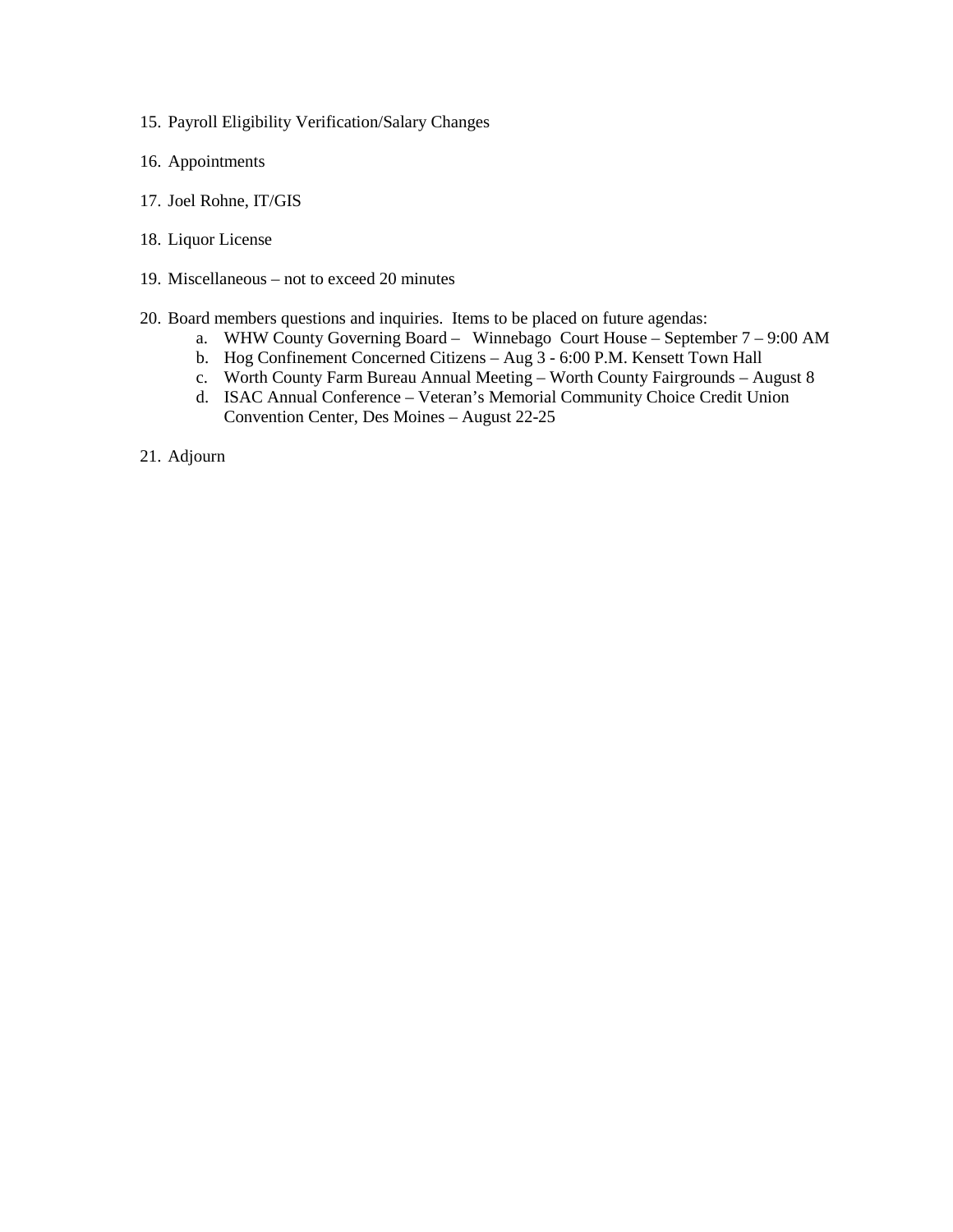15. Payroll Eligibility Verification/Salary Changes

16. Appointments

17. Joel Rohne, IT/GIS

18. Liquor License

19. Miscellaneous – not to exceed 20 minutes

20. Board members questions and inquiries. Items to be placed on future agendas:
    a. WHW County Governing Board – Winnebago Court House – September 7 – 9:00 AM
    b. Hog Confinement Concerned Citizens – Aug 3 - 6:00 P.M. Kensett Town Hall
    c. Worth County Farm Bureau Annual Meeting – Worth County Fairgrounds – August 8
    d. ISAC Annual Conference – Veteran's Memorial Community Choice Credit Union Convention Center, Des Moines – August 22-25

21. Adjourn